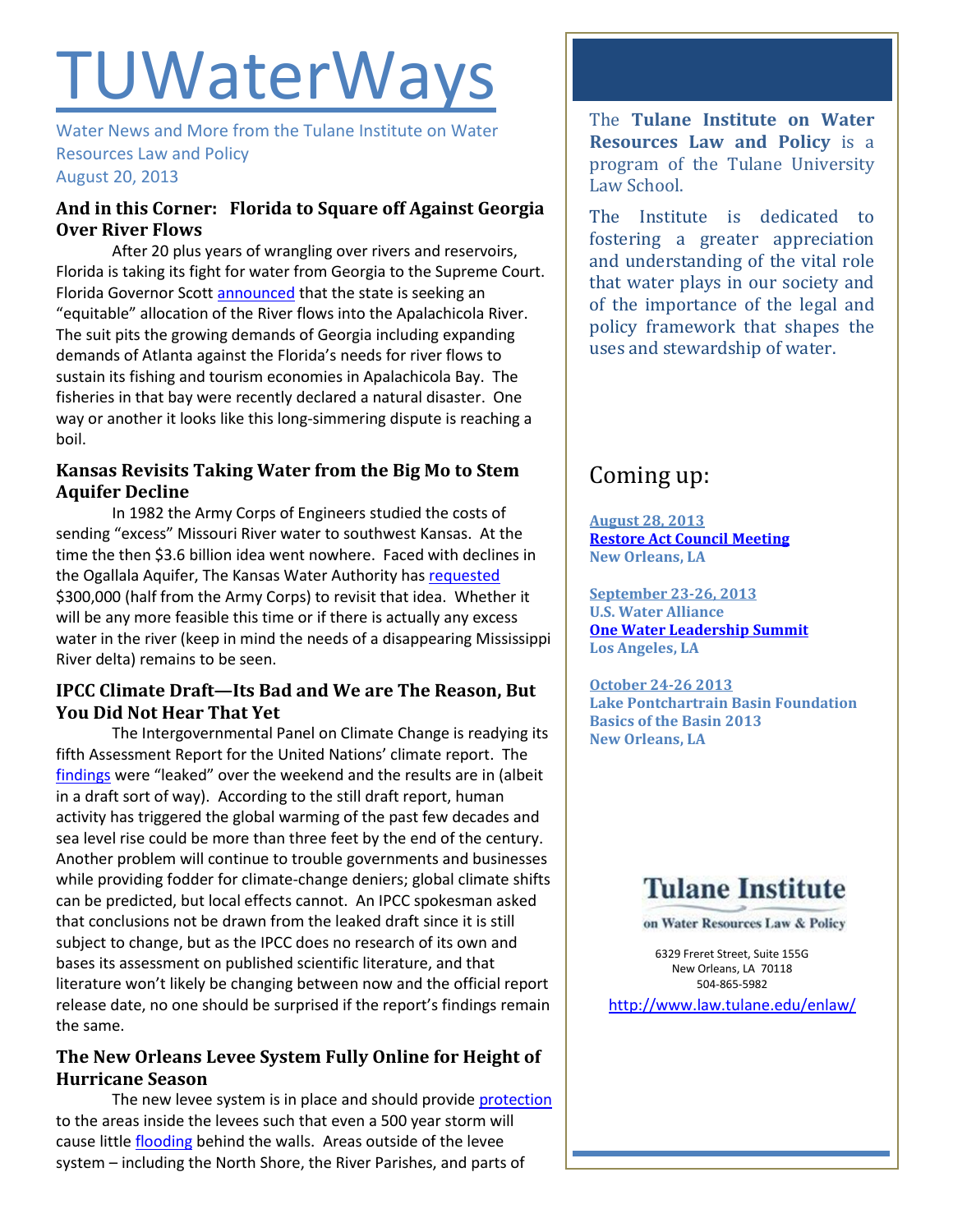# TUWaterWays

Water News and More from the Tulane Institute on Water Resources Law and Policy
August 20, 2013

## And in this Corner: Florida to Square off Against Georgia Over River Flows

After 20 plus years of wrangling over rivers and reservoirs, Florida is taking its fight for water from Georgia to the Supreme Court. Florida Governor Scott announced that the state is seeking an "equitable" allocation of the River flows into the Apalachicola River. The suit pits the growing demands of Georgia including expanding demands of Atlanta against the Florida's needs for river flows to sustain its fishing and tourism economies in Apalachicola Bay. The fisheries in that bay were recently declared a natural disaster. One way or another it looks like this long-simmering dispute is reaching a boil.

## Kansas Revisits Taking Water from the Big Mo to Stem Aquifer Decline

In 1982 the Army Corps of Engineers studied the costs of sending "excess" Missouri River water to southwest Kansas. At the time the then $3.6 billion idea went nowhere. Faced with declines in the Ogallala Aquifer, The Kansas Water Authority has requested $300,000 (half from the Army Corps) to revisit that idea. Whether it will be any more feasible this time or if there is actually any excess water in the river (keep in mind the needs of a disappearing Mississippi River delta) remains to be seen.

## IPCC Climate Draft—Its Bad and We are The Reason, But You Did Not Hear That Yet

The Intergovernmental Panel on Climate Change is readying its fifth Assessment Report for the United Nations' climate report. The findings were "leaked" over the weekend and the results are in (albeit in a draft sort of way). According to the still draft report, human activity has triggered the global warming of the past few decades and sea level rise could be more than three feet by the end of the century. Another problem will continue to trouble governments and businesses while providing fodder for climate-change deniers; global climate shifts can be predicted, but local effects cannot. An IPCC spokesman asked that conclusions not be drawn from the leaked draft since it is still subject to change, but as the IPCC does no research of its own and bases its assessment on published scientific literature, and that literature won't likely be changing between now and the official report release date, no one should be surprised if the report's findings remain the same.

## The New Orleans Levee System Fully Online for Height of Hurricane Season

The new levee system is in place and should provide protection to the areas inside the levees such that even a 500 year storm will cause little flooding behind the walls. Areas outside of the levee system – including the North Shore, the River Parishes, and parts of

The **Tulane Institute on Water Resources Law and Policy** is a program of the Tulane University Law School.

The Institute is dedicated to fostering a greater appreciation and understanding of the vital role that water plays in our society and of the importance of the legal and policy framework that shapes the uses and stewardship of water.

## Coming up:

**August 28, 2013**
**Restore Act Council Meeting**
**New Orleans, LA**

**September 23-26, 2013**
**U.S. Water Alliance**
**One Water Leadership Summit**
**Los Angeles, LA**

**October 24-26 2013**
**Lake Pontchartrain Basin Foundation**
**Basics of the Basin 2013**
**New Orleans, LA**

**Tulane Institute**
on Water Resources Law & Policy

6329 Freret Street, Suite 155G
New Orleans, LA 70118
504-865-5982

http://www.law.tulane.edu/enlaw/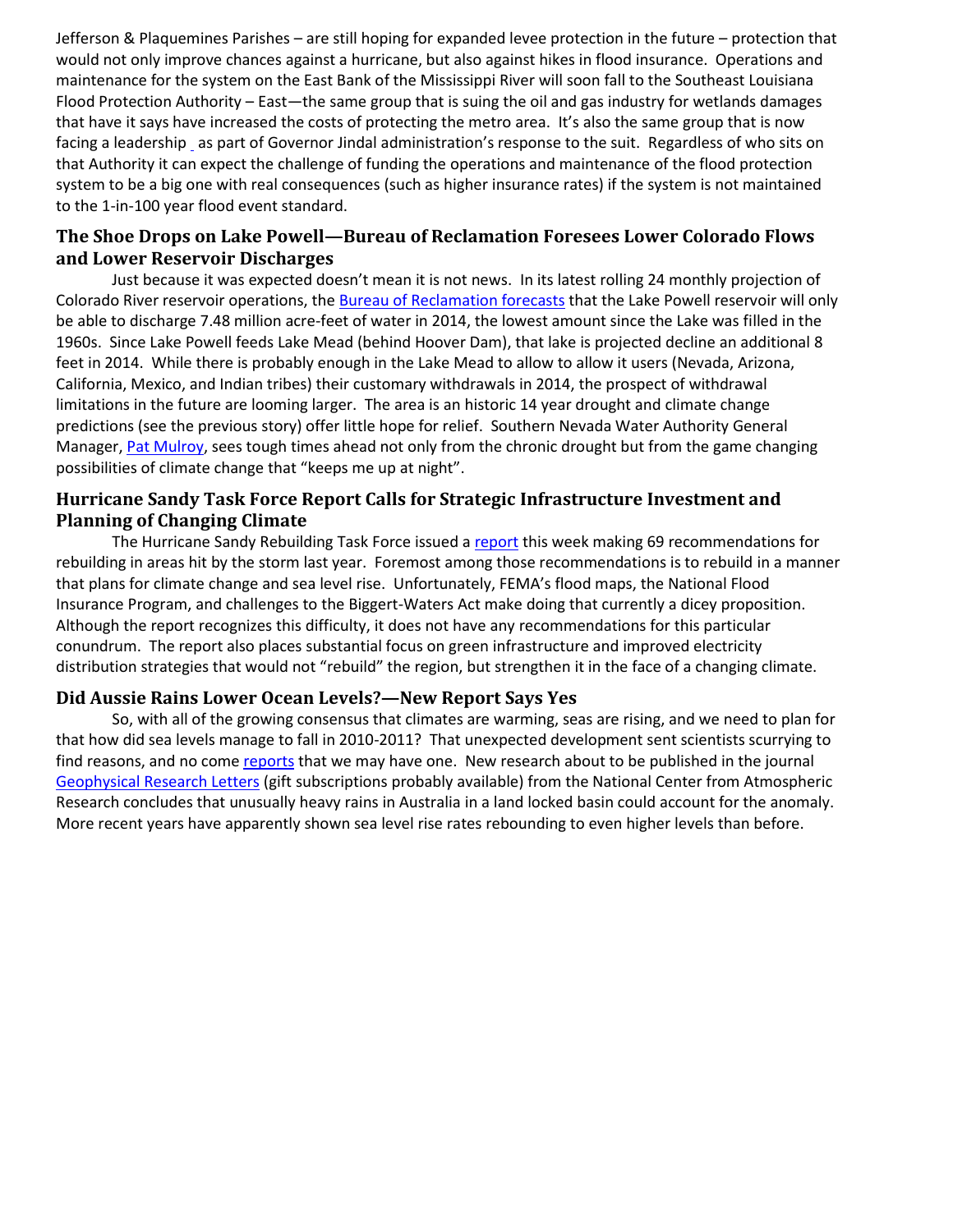Jefferson & Plaquemines Parishes – are still hoping for expanded levee protection in the future – protection that would not only improve chances against a hurricane, but also against hikes in flood insurance. Operations and maintenance for the system on the East Bank of the Mississippi River will soon fall to the Southeast Louisiana Flood Protection Authority – East—the same group that is suing the oil and gas industry for wetlands damages that have it says have increased the costs of protecting the metro area. It's also the same group that is now facing a leadership as part of Governor Jindal administration's response to the suit. Regardless of who sits on that Authority it can expect the challenge of funding the operations and maintenance of the flood protection system to be a big one with real consequences (such as higher insurance rates) if the system is not maintained to the 1-in-100 year flood event standard.

### The Shoe Drops on Lake Powell—Bureau of Reclamation Foresees Lower Colorado Flows and Lower Reservoir Discharges

Just because it was expected doesn't mean it is not news. In its latest rolling 24 monthly projection of Colorado River reservoir operations, the Bureau of Reclamation forecasts that the Lake Powell reservoir will only be able to discharge 7.48 million acre-feet of water in 2014, the lowest amount since the Lake was filled in the 1960s. Since Lake Powell feeds Lake Mead (behind Hoover Dam), that lake is projected decline an additional 8 feet in 2014. While there is probably enough in the Lake Mead to allow to allow it users (Nevada, Arizona, California, Mexico, and Indian tribes) their customary withdrawals in 2014, the prospect of withdrawal limitations in the future are looming larger. The area is an historic 14 year drought and climate change predictions (see the previous story) offer little hope for relief. Southern Nevada Water Authority General Manager, Pat Mulroy, sees tough times ahead not only from the chronic drought but from the game changing possibilities of climate change that "keeps me up at night".

### Hurricane Sandy Task Force Report Calls for Strategic Infrastructure Investment and Planning of Changing Climate

The Hurricane Sandy Rebuilding Task Force issued a report this week making 69 recommendations for rebuilding in areas hit by the storm last year. Foremost among those recommendations is to rebuild in a manner that plans for climate change and sea level rise. Unfortunately, FEMA's flood maps, the National Flood Insurance Program, and challenges to the Biggert-Waters Act make doing that currently a dicey proposition. Although the report recognizes this difficulty, it does not have any recommendations for this particular conundrum. The report also places substantial focus on green infrastructure and improved electricity distribution strategies that would not "rebuild" the region, but strengthen it in the face of a changing climate.

### Did Aussie Rains Lower Ocean Levels?—New Report Says Yes

So, with all of the growing consensus that climates are warming, seas are rising, and we need to plan for that how did sea levels manage to fall in 2010-2011? That unexpected development sent scientists scurrying to find reasons, and no come reports that we may have one. New research about to be published in the journal Geophysical Research Letters (gift subscriptions probably available) from the National Center from Atmospheric Research concludes that unusually heavy rains in Australia in a land locked basin could account for the anomaly. More recent years have apparently shown sea level rise rates rebounding to even higher levels than before.